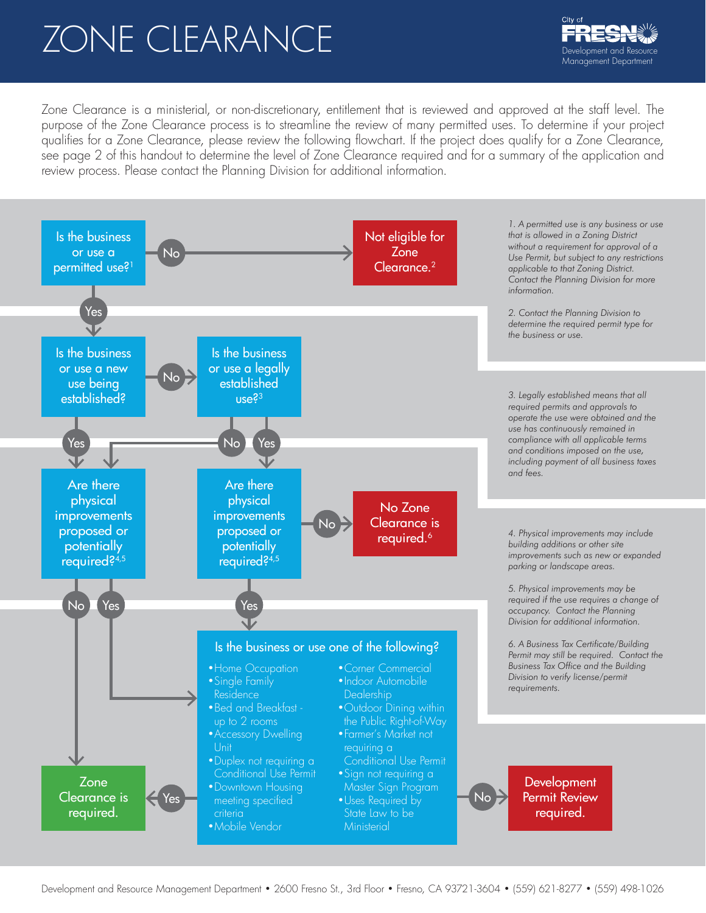# ZONE CLEARANCE

City of FRESNO
Development and Resource Management Department

Zone Clearance is a ministerial, or non-discretionary, entitlement that is reviewed and approved at the staff level. The purpose of the Zone Clearance process is to streamline the review of many permitted uses. To determine if your project qualifies for a Zone Clearance, please review the following flowchart. If the project does qualify for a Zone Clearance, see page 2 of this handout to determine the level of Zone Clearance required and for a summary of the application and review process. Please contact the Planning Division for additional information.

**Is the business or use a permitted use?**[1]

- No → **Not eligible for Zone Clearance.**[2]
- Yes → **Is the business or use a new use being established?**
  - Yes → **Are there physical improvements proposed or potentially required?**[4,5]
    - No → **Zone Clearance is required.**
    - Yes → **Is the business or use one of the following?** (see list below)
  - No → **Is the business or use a legally established use?**[3]
    - No → **Are there physical improvements proposed or potentially required?**[4,5] (same as above: No → Zone Clearance is required; Yes → Is the business or use one of the following?)
    - Yes → **Are there physical improvements proposed or potentially required?**[4,5]
      - No → **No Zone Clearance is required.**[6]
      - Yes → **Is the business or use one of the following?**

**Is the business or use one of the following?**

- Home Occupation
- Single Family Residence
- Bed and Breakfast - up to 2 rooms
- Accessory Dwelling Unit
- Duplex not requiring a Conditional Use Permit
- Downtown Housing meeting specified criteria
- Mobile Vendor
- Corner Commercial
- Indoor Automobile Dealership
- Outdoor Dining within the Public Right-of-Way
- Farmer's Market not requiring a Conditional Use Permit
- Sign not requiring a Master Sign Program
- Uses Required by State Law to be Ministerial

- Yes → **Zone Clearance is required.**
- No → **Development Permit Review required.**

*1. A permitted use is any business or use that is allowed in a Zoning District without a requirement for approval of a Use Permit, but subject to any restrictions applicable to that Zoning District. Contact the Planning Division for more information.*

*2. Contact the Planning Division to determine the required permit type for the business or use.*

*3. Legally established means that all required permits and approvals to operate the use were obtained and the use has continuously remained in compliance with all applicable terms and conditions imposed on the use, including payment of all business taxes and fees.*

*4. Physical improvements may include building additions or other site improvements such as new or expanded parking or landscape areas.*

*5. Physical improvements may be required if the use requires a change of occupancy. Contact the Planning Division for additional information.*

*6. A Business Tax Certificate/Building Permit may still be required. Contact the Business Tax Office and the Building Division to verify license/permit requirements.*

Development and Resource Management Department • 2600 Fresno St., 3rd Floor • Fresno, CA 93721-3604 • (559) 621-8277 • (559) 498-1026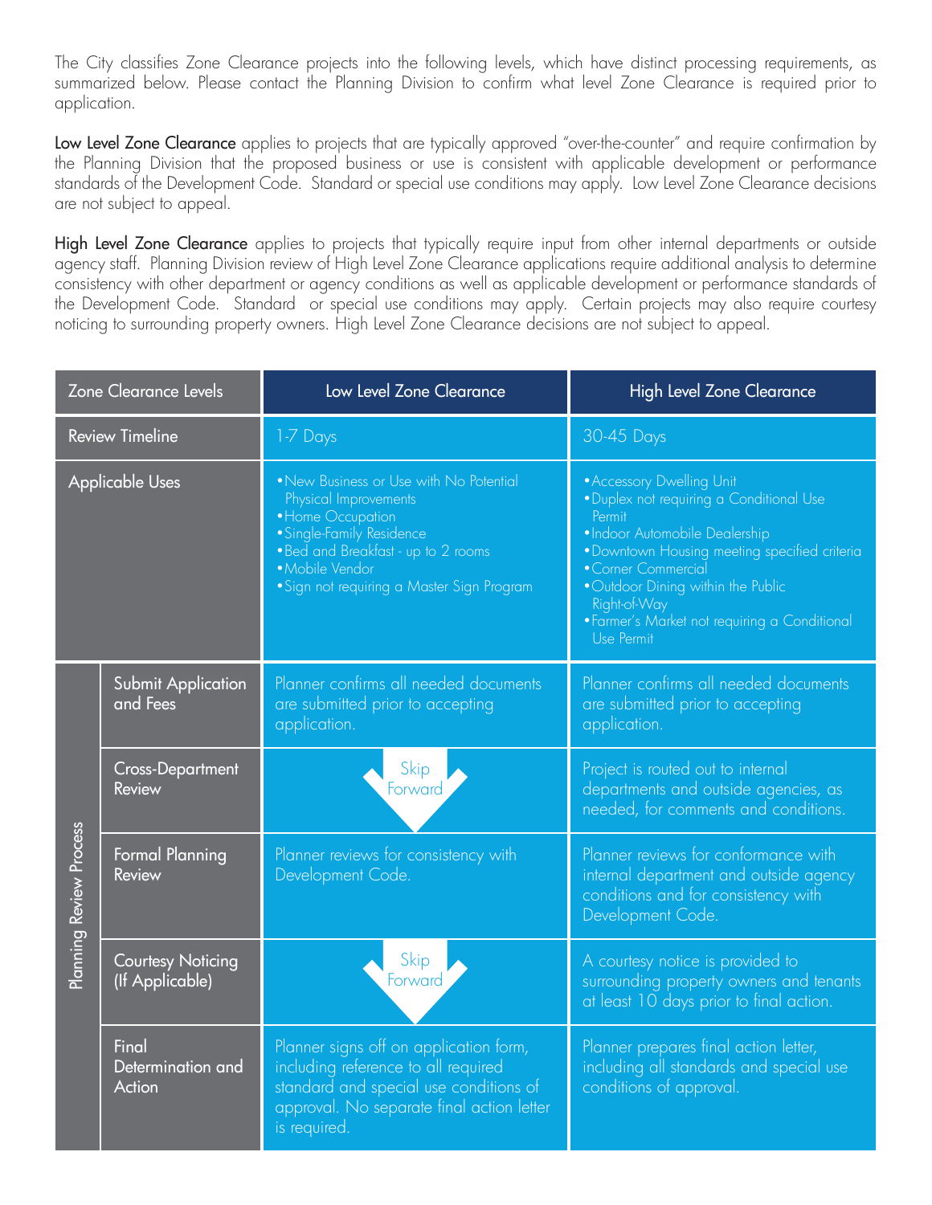The City classifies Zone Clearance projects into the following levels, which have distinct processing requirements, as summarized below. Please contact the Planning Division to confirm what level Zone Clearance is required prior to application.

**Low Level Zone Clearance** applies to projects that are typically approved "over-the-counter" and require confirmation by the Planning Division that the proposed business or use is consistent with applicable development or performance standards of the Development Code. Standard or special use conditions may apply. Low Level Zone Clearance decisions are not subject to appeal.

**High Level Zone Clearance** applies to projects that typically require input from other internal departments or outside agency staff. Planning Division review of High Level Zone Clearance applications require additional analysis to determine consistency with other department or agency conditions as well as applicable development or performance standards of the Development Code. Standard or special use conditions may apply. Certain projects may also require courtesy noticing to surrounding property owners. High Level Zone Clearance decisions are not subject to appeal.

| Zone Clearance Levels | | Low Level Zone Clearance | High Level Zone Clearance |
|---|---|---|---|
| Review Timeline | | 1-7 Days | 30-45 Days |
| Applicable Uses | | • New Business or Use with No Potential Physical Improvements<br>• Home Occupation<br>• Single-Family Residence<br>• Bed and Breakfast - up to 2 rooms<br>• Mobile Vendor<br>• Sign not requiring a Master Sign Program | • Accessory Dwelling Unit<br>• Duplex not requiring a Conditional Use Permit<br>• Indoor Automobile Dealership<br>• Downtown Housing meeting specified criteria<br>• Corner Commercial<br>• Outdoor Dining within the Public Right-of-Way<br>• Farmer's Market not requiring a Conditional Use Permit |
| Planning Review Process | Submit Application and Fees | Planner confirms all needed documents are submitted prior to accepting application. | Planner confirms all needed documents are submitted prior to accepting application. |
| | Cross-Department Review | Skip Forward | Project is routed out to internal departments and outside agencies, as needed, for comments and conditions. |
| | Formal Planning Review | Planner reviews for consistency with Development Code. | Planner reviews for conformance with internal department and outside agency conditions and for consistency with Development Code. |
| | Courtesy Noticing (If Applicable) | Skip Forward | A courtesy notice is provided to surrounding property owners and tenants at least 10 days prior to final action. |
| | Final Determination and Action | Planner signs off on application form, including reference to all required standard and special use conditions of approval. No separate final action letter is required. | Planner prepares final action letter, including all standards and special use conditions of approval. |